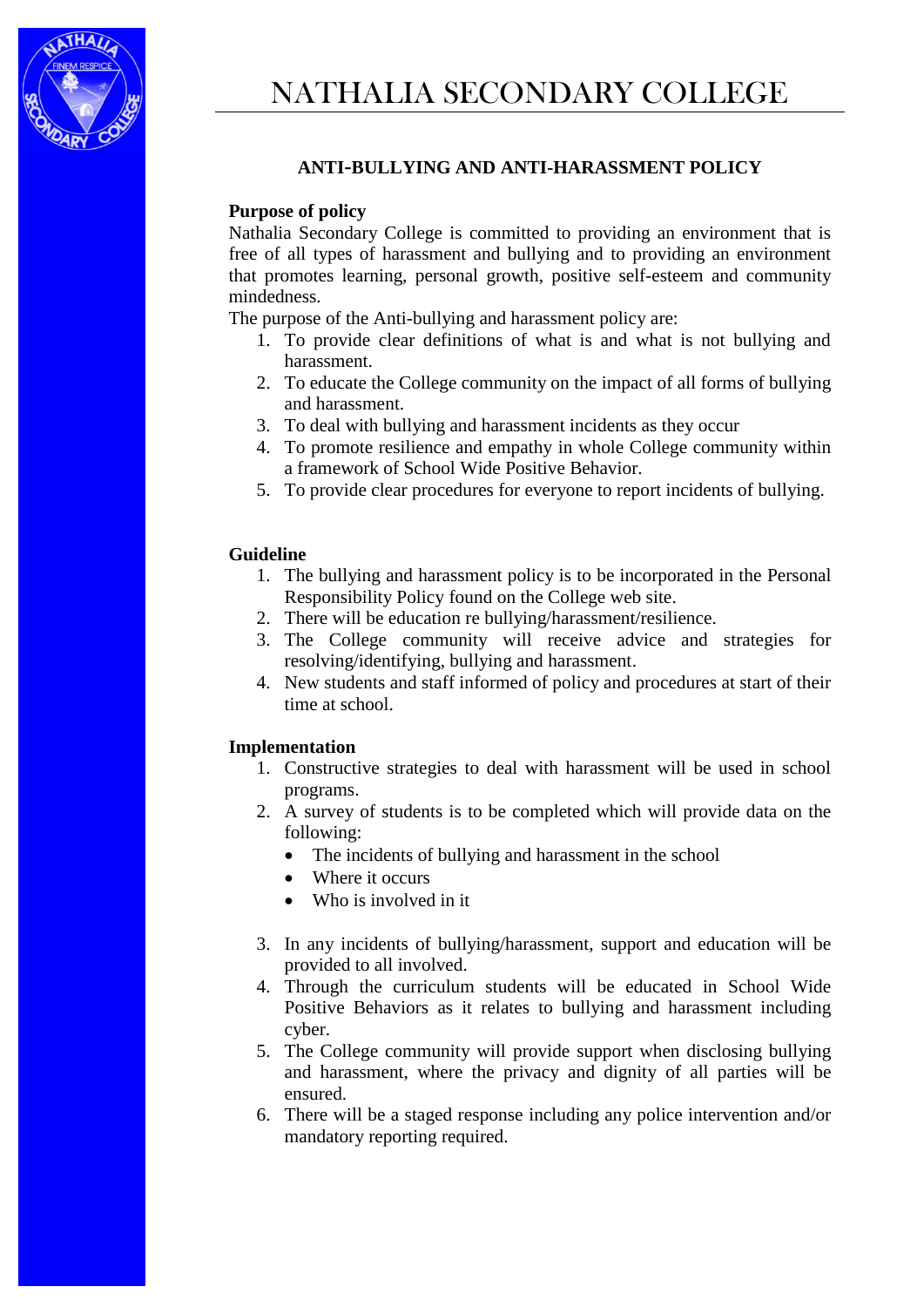# NATHALIA SECONDARY COLLEGE

## ANTI-BULLYING AND ANTI-HARASSMENT POLICY

**Purpose of policy**

Nathalia Secondary College is committed to providing an environment that is free of all types of harassment and bullying and to providing an environment that promotes learning, personal growth, positive self-esteem and community mindedness.

The purpose of the Anti-bullying and harassment policy are:

1. To provide clear definitions of what is and what is not bullying and harassment.
2. To educate the College community on the impact of all forms of bullying and harassment.
3. To deal with bullying and harassment incidents as they occur
4. To promote resilience and empathy in whole College community within a framework of School Wide Positive Behavior.
5. To provide clear procedures for everyone to report incidents of bullying.

**Guideline**

1. The bullying and harassment policy is to be incorporated in the Personal Responsibility Policy found on the College web site.
2. There will be education re bullying/harassment/resilience.
3. The College community will receive advice and strategies for resolving/identifying, bullying and harassment.
4. New students and staff informed of policy and procedures at start of their time at school.

**Implementation**

1. Constructive strategies to deal with harassment will be used in school programs.
2. A survey of students is to be completed which will provide data on the following:
   - The incidents of bullying and harassment in the school
   - Where it occurs
   - Who is involved in it
3. In any incidents of bullying/harassment, support and education will be provided to all involved.
4. Through the curriculum students will be educated in School Wide Positive Behaviors as it relates to bullying and harassment including cyber.
5. The College community will provide support when disclosing bullying and harassment, where the privacy and dignity of all parties will be ensured.
6. There will be a staged response including any police intervention and/or mandatory reporting required.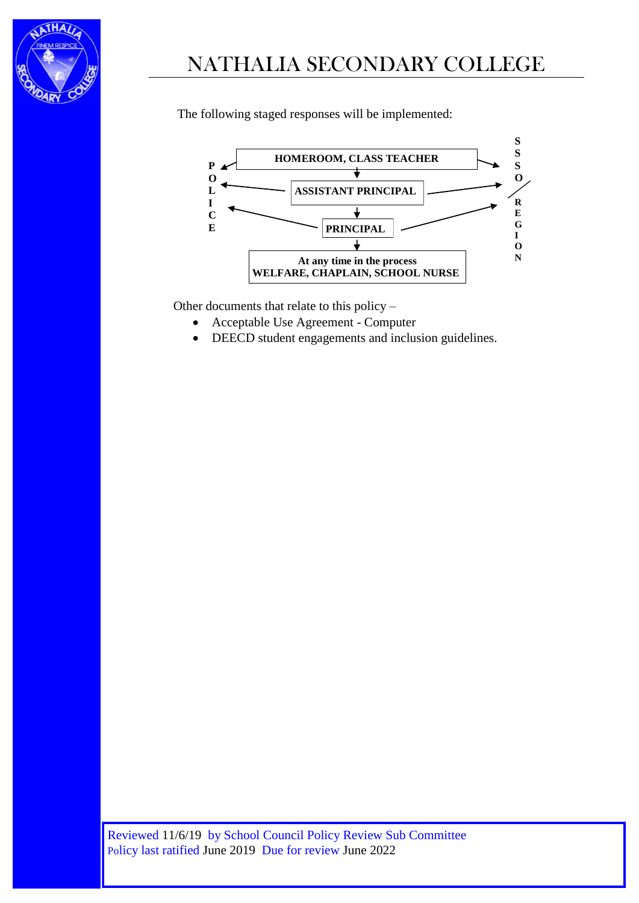The following staged responses will be implemented:

POLICE

HOMEROOM, CLASS TEACHER

ASSISTANT PRINCIPAL

PRINCIPAL

At any time in the process
WELFARE, CHAPLAIN, SCHOOL NURSE

SSSO / REGION

Other documents that relate to this policy –

- Acceptable Use Agreement - Computer
- DEECD student engagements and inclusion guidelines.

Reviewed 11/6/19 by School Council Policy Review Sub Committee
Policy last ratified June 2019 Due for review June 2022